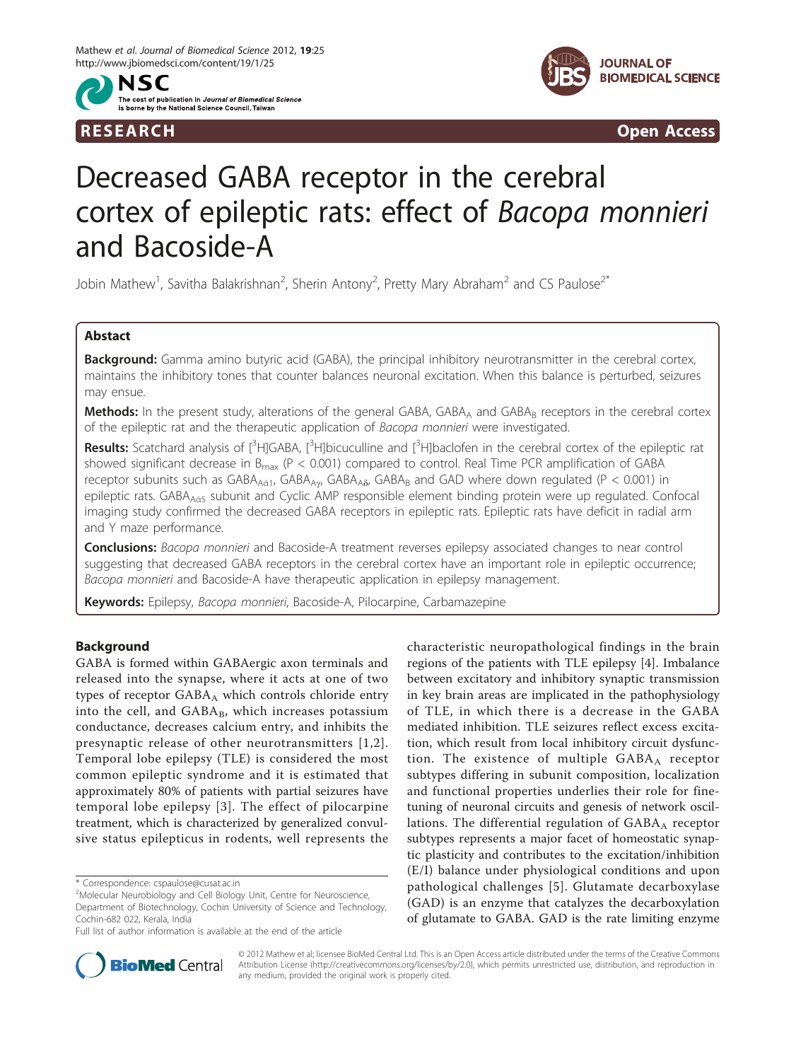RESEARCH Open Access

# Decreased GABA receptor in the cerebral cortex of epileptic rats: effect of *Bacopa monnieri* and Bacoside-A

Jobin Mathew[1], Savitha Balakrishnan[2], Sherin Antony[2], Pretty Mary Abraham[2] and CS Paulose[2*]

## Abstact

**Background:** Gamma amino butyric acid (GABA), the principal inhibitory neurotransmitter in the cerebral cortex, maintains the inhibitory tones that counter balances neuronal excitation. When this balance is perturbed, seizures may ensue.

**Methods:** In the present study, alterations of the general GABA, $GABA_A$ and $GABA_B$ receptors in the cerebral cortex of the epileptic rat and the therapeutic application of *Bacopa monnieri* were investigated.

**Results:** Scatchard analysis of [$^3$H]GABA, [$^3$H]bicuculline and [$^3$H]baclofen in the cerebral cortex of the epileptic rat showed significant decrease in $B_{max}$ ($P < 0.001$) compared to control. Real Time PCR amplification of GABA receptor subunits such as $GABA_{Aά1}$, $GABA_{Aγ}$, $GABA_{Aδ}$, $GABA_B$ and GAD where down regulated ($P < 0.001$) in epileptic rats. $GABA_{Aά5}$ subunit and Cyclic AMP responsible element binding protein were up regulated. Confocal imaging study confirmed the decreased GABA receptors in epileptic rats. Epileptic rats have deficit in radial arm and Y maze performance.

**Conclusions:** *Bacopa monnieri* and Bacoside-A treatment reverses epilepsy associated changes to near control suggesting that decreased GABA receptors in the cerebral cortex have an important role in epileptic occurrence; *Bacopa monnieri* and Bacoside-A have therapeutic application in epilepsy management.

**Keywords:** Epilepsy, *Bacopa monnieri*, Bacoside-A, Pilocarpine, Carbamazepine

## Background

GABA is formed within GABAergic axon terminals and released into the synapse, where it acts at one of two types of receptor $GABA_A$ which controls chloride entry into the cell, and $GABA_B$, which increases potassium conductance, decreases calcium entry, and inhibits the presynaptic release of other neurotransmitters [1,2]. Temporal lobe epilepsy (TLE) is considered the most common epileptic syndrome and it is estimated that approximately 80% of patients with partial seizures have temporal lobe epilepsy [3]. The effect of pilocarpine treatment, which is characterized by generalized convulsive status epilepticus in rodents, well represents the characteristic neuropathological findings in the brain regions of the patients with TLE epilepsy [4]. Imbalance between excitatory and inhibitory synaptic transmission in key brain areas are implicated in the pathophysiology of TLE, in which there is a decrease in the GABA mediated inhibition. TLE seizures reflect excess excitation, which result from local inhibitory circuit dysfunction. The existence of multiple $GABA_A$ receptor subtypes differing in subunit composition, localization and functional properties underlies their role for fine-tuning of neuronal circuits and genesis of network oscillations. The differential regulation of $GABA_A$ receptor subtypes represents a major facet of homeostatic synaptic plasticity and contributes to the excitation/inhibition (E/I) balance under physiological conditions and upon pathological challenges [5]. Glutamate decarboxylase (GAD) is an enzyme that catalyzes the decarboxylation of glutamate to GABA. GAD is the rate limiting enzyme

\* Correspondence: cspaulose@cusat.ac.in
[2]Molecular Neurobiology and Cell Biology Unit, Centre for Neuroscience, Department of Biotechnology, Cochin University of Science and Technology, Cochin-682 022, Kerala, India
Full list of author information is available at the end of the article

© 2012 Mathew et al; licensee BioMed Central Ltd. This is an Open Access article distributed under the terms of the Creative Commons Attribution License (http://creativecommons.org/licenses/by/2.0), which permits unrestricted use, distribution, and reproduction in any medium, provided the original work is properly cited.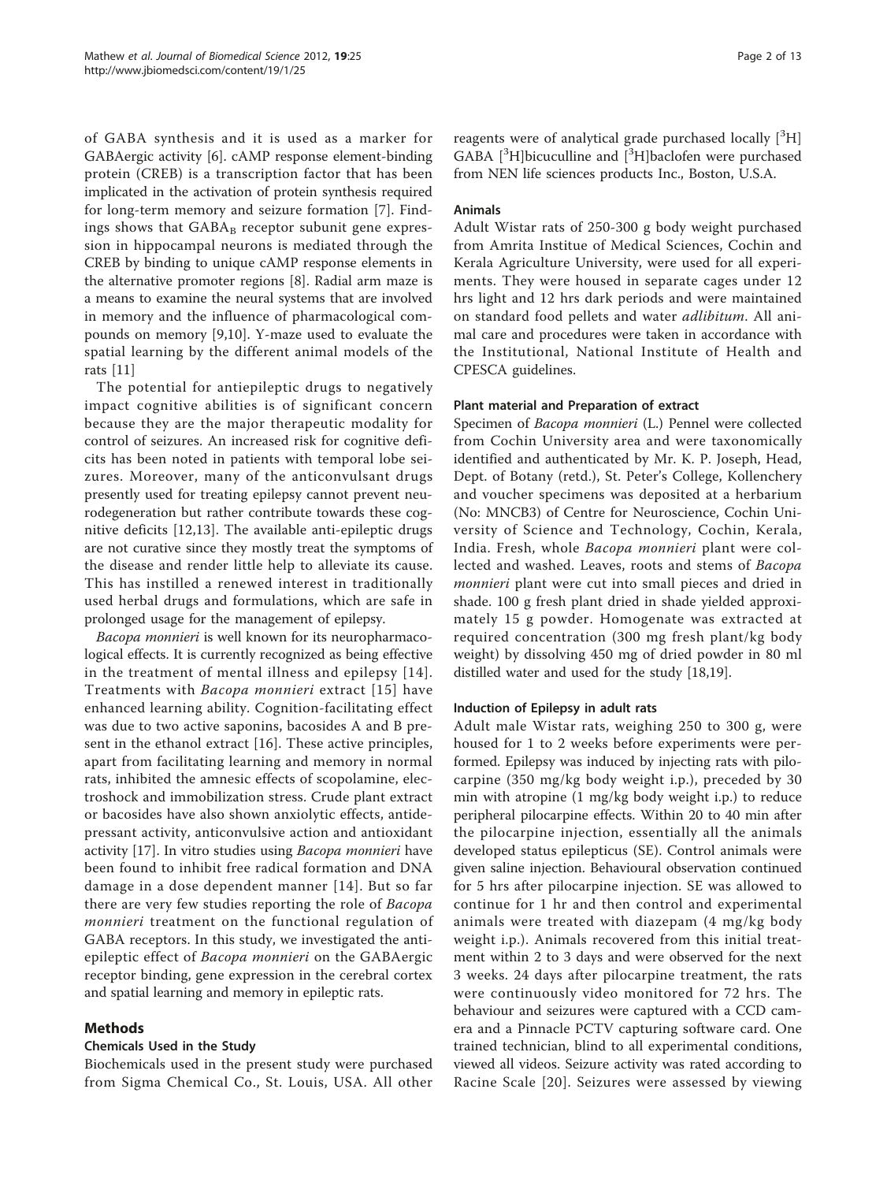of GABA synthesis and it is used as a marker for GABAergic activity [6]. cAMP response element-binding protein (CREB) is a transcription factor that has been implicated in the activation of protein synthesis required for long-term memory and seizure formation [7]. Findings shows that $GABA_B$ receptor subunit gene expression in hippocampal neurons is mediated through the CREB by binding to unique cAMP response elements in the alternative promoter regions [8]. Radial arm maze is a means to examine the neural systems that are involved in memory and the influence of pharmacological compounds on memory [9,10]. Y-maze used to evaluate the spatial learning by the different animal models of the rats [11]

The potential for antiepileptic drugs to negatively impact cognitive abilities is of significant concern because they are the major therapeutic modality for control of seizures. An increased risk for cognitive deficits has been noted in patients with temporal lobe seizures. Moreover, many of the anticonvulsant drugs presently used for treating epilepsy cannot prevent neurodegeneration but rather contribute towards these cognitive deficits [12,13]. The available anti-epileptic drugs are not curative since they mostly treat the symptoms of the disease and render little help to alleviate its cause. This has instilled a renewed interest in traditionally used herbal drugs and formulations, which are safe in prolonged usage for the management of epilepsy.

*Bacopa monnieri* is well known for its neuropharmacological effects. It is currently recognized as being effective in the treatment of mental illness and epilepsy [14]. Treatments with *Bacopa monnieri* extract [15] have enhanced learning ability. Cognition-facilitating effect was due to two active saponins, bacosides A and B present in the ethanol extract [16]. These active principles, apart from facilitating learning and memory in normal rats, inhibited the amnesic effects of scopolamine, electroshock and immobilization stress. Crude plant extract or bacosides have also shown anxiolytic effects, antidepressant activity, anticonvulsive action and antioxidant activity [17]. In vitro studies using *Bacopa monnieri* have been found to inhibit free radical formation and DNA damage in a dose dependent manner [14]. But so far there are very few studies reporting the role of *Bacopa monnieri* treatment on the functional regulation of GABA receptors. In this study, we investigated the anti-epileptic effect of *Bacopa monnieri* on the GABAergic receptor binding, gene expression in the cerebral cortex and spatial learning and memory in epileptic rats.

## Methods

### Chemicals Used in the Study

Biochemicals used in the present study were purchased from Sigma Chemical Co., St. Louis, USA. All other reagents were of analytical grade purchased locally [$^3$H] GABA [$^3$H]bicuculline and [$^3$H]baclofen were purchased from NEN life sciences products Inc., Boston, U.S.A.

### Animals

Adult Wistar rats of 250-300 g body weight purchased from Amrita Institue of Medical Sciences, Cochin and Kerala Agriculture University, were used for all experiments. They were housed in separate cages under 12 hrs light and 12 hrs dark periods and were maintained on standard food pellets and water *adlibitum*. All animal care and procedures were taken in accordance with the Institutional, National Institute of Health and CPESCA guidelines.

### Plant material and Preparation of extract

Specimen of *Bacopa monnieri* (L.) Pennel were collected from Cochin University area and were taxonomically identified and authenticated by Mr. K. P. Joseph, Head, Dept. of Botany (retd.), St. Peter's College, Kollenchery and voucher specimens was deposited at a herbarium (No: MNCB3) of Centre for Neuroscience, Cochin University of Science and Technology, Cochin, Kerala, India. Fresh, whole *Bacopa monnieri* plant were collected and washed. Leaves, roots and stems of *Bacopa monnieri* plant were cut into small pieces and dried in shade. 100 g fresh plant dried in shade yielded approximately 15 g powder. Homogenate was extracted at required concentration (300 mg fresh plant/kg body weight) by dissolving 450 mg of dried powder in 80 ml distilled water and used for the study [18,19].

### Induction of Epilepsy in adult rats

Adult male Wistar rats, weighing 250 to 300 g, were housed for 1 to 2 weeks before experiments were performed. Epilepsy was induced by injecting rats with pilocarpine (350 mg/kg body weight i.p.), preceded by 30 min with atropine (1 mg/kg body weight i.p.) to reduce peripheral pilocarpine effects. Within 20 to 40 min after the pilocarpine injection, essentially all the animals developed status epilepticus (SE). Control animals were given saline injection. Behavioural observation continued for 5 hrs after pilocarpine injection. SE was allowed to continue for 1 hr and then control and experimental animals were treated with diazepam (4 mg/kg body weight i.p.). Animals recovered from this initial treatment within 2 to 3 days and were observed for the next 3 weeks. 24 days after pilocarpine treatment, the rats were continuously video monitored for 72 hrs. The behaviour and seizures were captured with a CCD camera and a Pinnacle PCTV capturing software card. One trained technician, blind to all experimental conditions, viewed all videos. Seizure activity was rated according to Racine Scale [20]. Seizures were assessed by viewing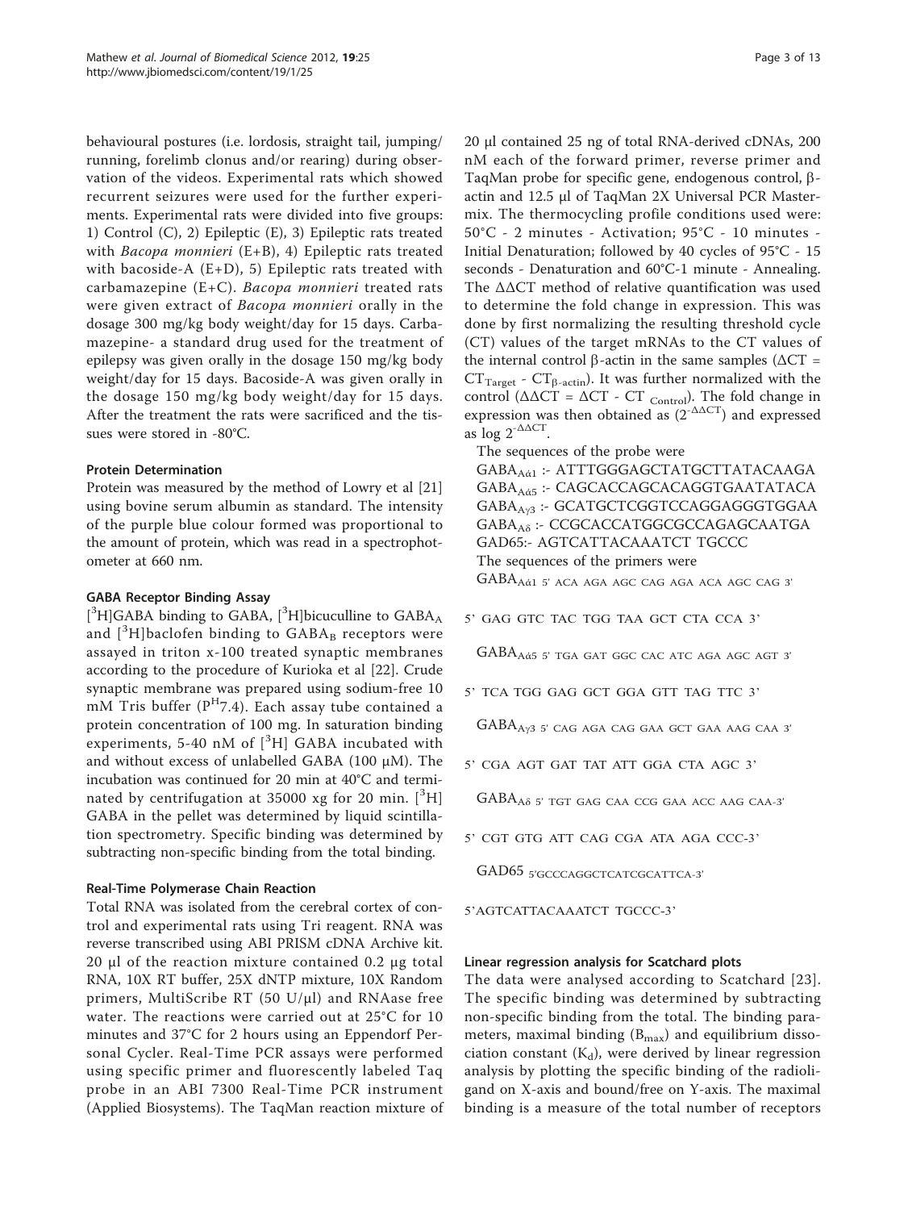behavioural postures (i.e. lordosis, straight tail, jumping/running, forelimb clonus and/or rearing) during observation of the videos. Experimental rats which showed recurrent seizures were used for the further experiments. Experimental rats were divided into five groups: 1) Control (C), 2) Epileptic (E), 3) Epileptic rats treated with *Bacopa monnieri* (E+B), 4) Epileptic rats treated with bacoside-A (E+D), 5) Epileptic rats treated with carbamazepine (E+C). *Bacopa monnieri* treated rats were given extract of *Bacopa monnieri* orally in the dosage 300 mg/kg body weight/day for 15 days. Carbamazepine- a standard drug used for the treatment of epilepsy was given orally in the dosage 150 mg/kg body weight/day for 15 days. Bacoside-A was given orally in the dosage 150 mg/kg body weight/day for 15 days. After the treatment the rats were sacrificed and the tissues were stored in -80°C.

### Protein Determination

Protein was measured by the method of Lowry et al [21] using bovine serum albumin as standard. The intensity of the purple blue colour formed was proportional to the amount of protein, which was read in a spectrophotometer at 660 nm.

### GABA Receptor Binding Assay

[$^{3}$H]GABA binding to GABA, [$^{3}$H]bicuculline to $GABA_A$ and [$^{3}$H]baclofen binding to $GABA_B$ receptors were assayed in triton x-100 treated synaptic membranes according to the procedure of Kurioka et al [22]. Crude synaptic membrane was prepared using sodium-free 10 mM Tris buffer ($P^H$7.4). Each assay tube contained a protein concentration of 100 mg. In saturation binding experiments, 5-40 nM of [$^{3}$H] GABA incubated with and without excess of unlabelled GABA (100 μM). The incubation was continued for 20 min at 40°C and terminated by centrifugation at 35000 xg for 20 min. [$^{3}$H] GABA in the pellet was determined by liquid scintillation spectrometry. Specific binding was determined by subtracting non-specific binding from the total binding.

### Real-Time Polymerase Chain Reaction

Total RNA was isolated from the cerebral cortex of control and experimental rats using Tri reagent. RNA was reverse transcribed using ABI PRISM cDNA Archive kit. 20 μl of the reaction mixture contained 0.2 μg total RNA, 10X RT buffer, 25X dNTP mixture, 10X Random primers, MultiScribe RT (50 U/μl) and RNAase free water. The reactions were carried out at 25°C for 10 minutes and 37°C for 2 hours using an Eppendorf Personal Cycler. Real-Time PCR assays were performed using specific primer and fluorescently labeled Taq probe in an ABI 7300 Real-Time PCR instrument (Applied Biosystems). The TaqMan reaction mixture of 20 μl contained 25 ng of total RNA-derived cDNAs, 200 nM each of the forward primer, reverse primer and TaqMan probe for specific gene, endogenous control, β-actin and 12.5 μl of TaqMan 2X Universal PCR Mastermix. The thermocycling profile conditions used were: 50°C - 2 minutes - Activation; 95°C - 10 minutes - Initial Denaturation; followed by 40 cycles of 95°C - 15 seconds - Denaturation and 60°C-1 minute - Annealing. The ΔΔCT method of relative quantification was used to determine the fold change in expression. This was done by first normalizing the resulting threshold cycle (CT) values of the target mRNAs to the CT values of the internal control β-actin in the same samples ($\Delta CT = CT_{Target} - CT_{\beta\text{-actin}}$). It was further normalized with the control ($\Delta\Delta CT = \Delta CT - CT_{Control}$). The fold change in expression was then obtained as ($2^{-\Delta\Delta CT}$) and expressed as log $2^{-\Delta\Delta CT}$.

The sequences of the probe were

$GABA_{A\acute{\alpha}1}$ :- ATTTGGGAGCTATGCTTATACAAGA

$GABA_{A\acute{\alpha}5}$ :- CAGCACCAGCACAGGTGAATATACA

$GABA_{A\gamma3}$ :- GCATGCTCGGTCCAGGAGGGTGGAA

$GABA_{A\delta}$ :- CCGCACCATGGCGCCAGAGCAATGA

GAD65:- AGTCATTACAAATCT TGCCC

The sequences of the primers were

$GABA_{A\acute{\alpha}1}$ 5' ACA AGA AGC CAG AGA ACA AGC CAG 3'

5' GAG GTC TAC TGG TAA GCT CTA CCA 3'

$GABA_{A\acute{\alpha}5}$ 5' TGA GAT GGC CAC ATC AGA AGC AGT 3'

5' TCA TGG GAG GCT GGA GTT TAG TTC 3'

$GABA_{A\gamma3}$ 5' CAG AGA CAG GAA GCT GAA AAG CAA 3'

5' CGA AGT GAT TAT ATT GGA CTA AGC 3'

$GABA_{A\delta}$ 5' TGT GAG CAA CCG GAA ACC AAG CAA-3'

5' CGT GTG ATT CAG CGA ATA AGA CCC-3'

GAD65 5'GCCCAGGCTCATCGCATTCA-3'

5'AGTCATTACAAATCT TGCCC-3'

### Linear regression analysis for Scatchard plots

The data were analysed according to Scatchard [23]. The specific binding was determined by subtracting non-specific binding from the total. The binding parameters, maximal binding ($B_{max}$) and equilibrium dissociation constant ($K_d$), were derived by linear regression analysis by plotting the specific binding of the radioligand on X-axis and bound/free on Y-axis. The maximal binding is a measure of the total number of receptors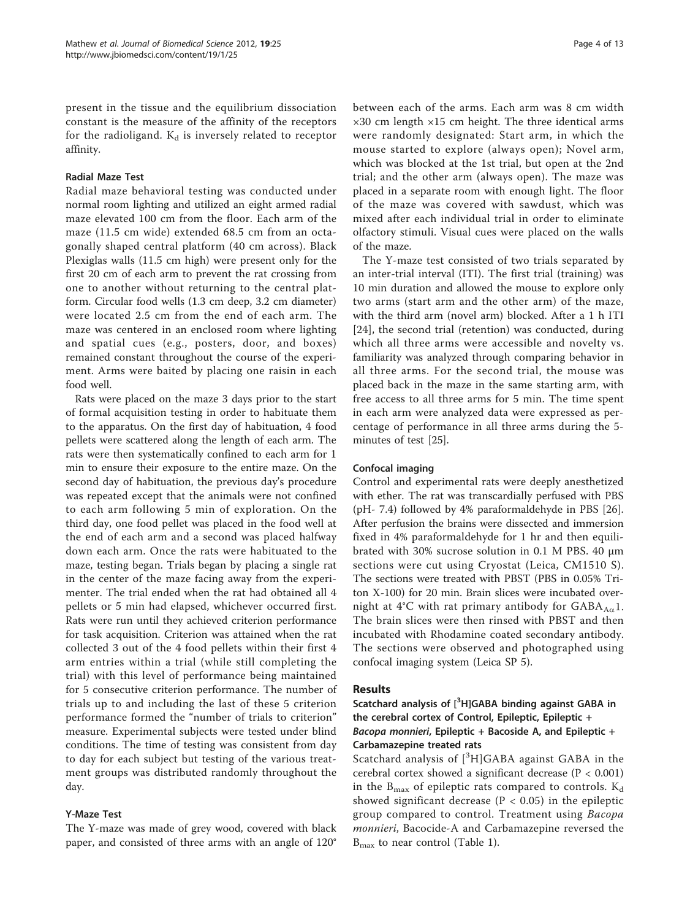present in the tissue and the equilibrium dissociation constant is the measure of the affinity of the receptors for the radioligand. $K_d$ is inversely related to receptor affinity.

### Radial Maze Test

Radial maze behavioral testing was conducted under normal room lighting and utilized an eight armed radial maze elevated 100 cm from the floor. Each arm of the maze (11.5 cm wide) extended 68.5 cm from an octagonally shaped central platform (40 cm across). Black Plexiglas walls (11.5 cm high) were present only for the first 20 cm of each arm to prevent the rat crossing from one to another without returning to the central platform. Circular food wells (1.3 cm deep, 3.2 cm diameter) were located 2.5 cm from the end of each arm. The maze was centered in an enclosed room where lighting and spatial cues (e.g., posters, door, and boxes) remained constant throughout the course of the experiment. Arms were baited by placing one raisin in each food well.

Rats were placed on the maze 3 days prior to the start of formal acquisition testing in order to habituate them to the apparatus. On the first day of habituation, 4 food pellets were scattered along the length of each arm. The rats were then systematically confined to each arm for 1 min to ensure their exposure to the entire maze. On the second day of habituation, the previous day's procedure was repeated except that the animals were not confined to each arm following 5 min of exploration. On the third day, one food pellet was placed in the food well at the end of each arm and a second was placed halfway down each arm. Once the rats were habituated to the maze, testing began. Trials began by placing a single rat in the center of the maze facing away from the experimenter. The trial ended when the rat had obtained all 4 pellets or 5 min had elapsed, whichever occurred first. Rats were run until they achieved criterion performance for task acquisition. Criterion was attained when the rat collected 3 out of the 4 food pellets within their first 4 arm entries within a trial (while still completing the trial) with this level of performance being maintained for 5 consecutive criterion performance. The number of trials up to and including the last of these 5 criterion performance formed the "number of trials to criterion" measure. Experimental subjects were tested under blind conditions. The time of testing was consistent from day to day for each subject but testing of the various treatment groups was distributed randomly throughout the day.

### Y-Maze Test

The Y-maze was made of grey wood, covered with black paper, and consisted of three arms with an angle of 120° between each of the arms. Each arm was 8 cm width ×30 cm length ×15 cm height. The three identical arms were randomly designated: Start arm, in which the mouse started to explore (always open); Novel arm, which was blocked at the 1st trial, but open at the 2nd trial; and the other arm (always open). The maze was placed in a separate room with enough light. The floor of the maze was covered with sawdust, which was mixed after each individual trial in order to eliminate olfactory stimuli. Visual cues were placed on the walls of the maze.

The Y-maze test consisted of two trials separated by an inter-trial interval (ITI). The first trial (training) was 10 min duration and allowed the mouse to explore only two arms (start arm and the other arm) of the maze, with the third arm (novel arm) blocked. After a 1 h ITI [24], the second trial (retention) was conducted, during which all three arms were accessible and novelty vs. familiarity was analyzed through comparing behavior in all three arms. For the second trial, the mouse was placed back in the maze in the same starting arm, with free access to all three arms for 5 min. The time spent in each arm were analyzed data were expressed as percentage of performance in all three arms during the 5-minutes of test [25].

### Confocal imaging

Control and experimental rats were deeply anesthetized with ether. The rat was transcardially perfused with PBS (pH- 7.4) followed by 4% paraformaldehyde in PBS [26]. After perfusion the brains were dissected and immersion fixed in 4% paraformaldehyde for 1 hr and then equilibrated with 30% sucrose solution in 0.1 M PBS. 40 μm sections were cut using Cryostat (Leica, CM1510 S). The sections were treated with PBST (PBS in 0.05% Triton X-100) for 20 min. Brain slices were incubated overnight at 4°C with rat primary antibody for $GABA_{A\alpha}1$. The brain slices were then rinsed with PBST and then incubated with Rhodamine coated secondary antibody. The sections were observed and photographed using confocal imaging system (Leica SP 5).

## Results

### Scatchard analysis of [$^3$H]GABA binding against GABA in the cerebral cortex of Control, Epileptic, Epileptic + *Bacopa monnieri*, Epileptic + Bacoside A, and Epileptic + Carbamazepine treated rats

Scatchard analysis of [$^3$H]GABA against GABA in the cerebral cortex showed a significant decrease ($P < 0.001$) in the $B_{max}$ of epileptic rats compared to controls. $K_d$ showed significant decrease ($P < 0.05$) in the epileptic group compared to control. Treatment using *Bacopa monnieri*, Bacocide-A and Carbamazepine reversed the $B_{max}$ to near control (Table 1).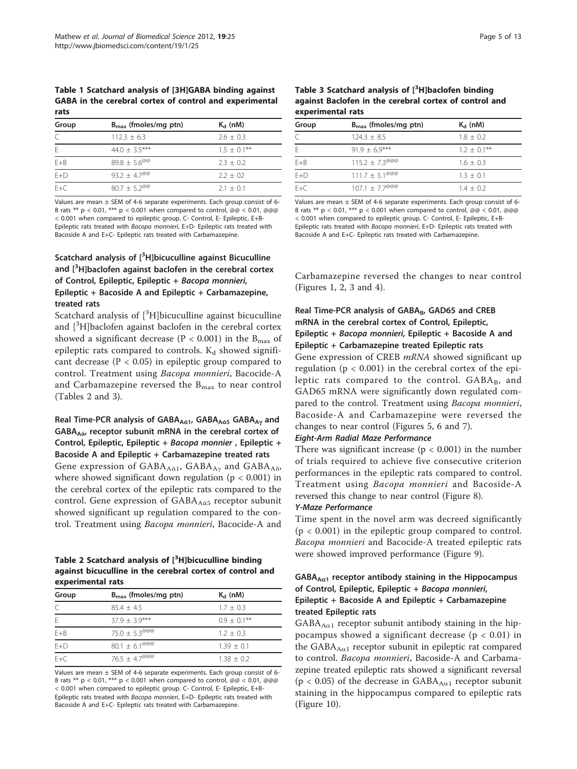**Table 1 Scatchard analysis of [3H]GABA binding against GABA in the cerebral cortex of control and experimental rats**

| Group | $B_{max}$ (fmoles/mg ptn) | $K_d$ (nM) |
|---|---|---|
| C | 112.3 ± 6.3 | 2.6 ± 0.3 |
| E | 44.0 ± 3.5*** | 1.5 ± 0.1** |
| E+B | 89.8 ± 5.6@@ | 2.3 ± 0.2 |
| E+D | 93.2 ± 4.7@@ | 2.2 ± 02 |
| E+C | 80.7 ± 5.2@@ | 2.1 ± 0.1 |

Values are mean ± SEM of 4-6 separate experiments. Each group consist of 6-8 rats ** p < 0.01, *** p < 0.001 when compared to control, @@ < 0.01, @@@ < 0.001 when compared to epileptic group. C- Control, E- Epileptic, E+B- Epileptic rats treated with *Bacopa monnieri*, E+D- Epileptic rats treated with Bacoside A and E+C- Epileptic rats treated with Carbamazepine.

### Scatchard analysis of [$^3$H]bicuculline against Bicuculline and [$^3$H]baclofen against baclofen in the cerebral cortex of Control, Epileptic, Epileptic + *Bacopa monnieri*, Epileptic + Bacoside A and Epileptic + Carbamazepine, treated rats

Scatchard analysis of [$^3$H]bicuculline against bicuculline and [$^3$H]baclofen against baclofen in the cerebral cortex showed a significant decrease ($P < 0.001$) in the $B_{max}$ of epileptic rats compared to controls. $K_d$ showed significant decrease ($P < 0.05$) in epileptic group compared to control. Treatment using *Bacopa monnieri*, Bacocide-A and Carbamazepine reversed the $B_{max}$ to near control (Tables 2 and 3).

### Real Time-PCR analysis of $GABA_{A\acute{\alpha}1}$, $GABA_{A\acute{\alpha}5}$ $GABA_{A\gamma}$ and $GABA_{A\delta}$, receptor subunit mRNA in the cerebral cortex of Control, Epileptic, Epileptic + *Bacopa monnier*, Epileptic + Bacoside A and Epileptic + Carbamazepine treated rats

Gene expression of $GABA_{A\acute{\alpha}1}$, $GABA_{A\gamma}$ and $GABA_{A\delta}$, where showed significant down regulation ($p < 0.001$) in the cerebral cortex of the epileptic rats compared to the control. Gene expression of $GABA_{A\acute{\alpha}5}$ receptor subunit showed significant up regulation compared to the control. Treatment using *Bacopa monnieri*, Bacocide-A and Carbamazepine reversed the changes to near control (Figures 1, 2, 3 and 4).

**Table 2 Scatchard analysis of [$^3$H]bicuculline binding against bicuculline in the cerebral cortex of control and experimental rats**

| Group | $B_{max}$ (fmoles/mg ptn) | $K_d$ (nM) |
|---|---|---|
| C | 85.4 ± 4.5 | 1.7 ± 0.3 |
| E | 37.9 ± 3.9*** | 0.9 ± 0.1** |
| E+B | 75.0 ± 5.3@@@ | 1.2 ± 0.3 |
| E+D | 80.1 ± 6.1@@@ | 1.39 ± 0.1 |
| E+C | 76.5 ± 4.7@@@ | 1.38 ± 0.2 |

Values are mean ± SEM of 4-6 separate experiments. Each group consist of 6-8 rats ** p < 0.01, *** p < 0.001 when compared to control, @@ < 0.01, @@@ < 0.001 when compared to epileptic group. C- Control, E- Epileptic, E+B- Epileptic rats treated with *Bacopa monnieri*, E+D- Epileptic rats treated with Bacoside A and E+C- Epileptic rats treated with Carbamazepine.

**Table 3 Scatchard analysis of [$^3$H]baclofen binding against Baclofen in the cerebral cortex of control and experimental rats**

| Group | $B_{max}$ (fmoles/mg ptn) | $K_d$ (nM) |
|---|---|---|
| C | 124.3 ± 8.5 | 1.8 ± 0.2 |
| E | 91.9 ± 6.9*** | 1.2 ± 0.1** |
| E+B | 115.2 ± 7.3@@@ | 1.6 ± 0.3 |
| E+D | 111.7 ± 5.1@@@ | 1.3 ± 0.1 |
| E+C | 107.1 ± 7.7@@@ | 1.4 ± 0.2 |

Values are mean ± SEM of 4-6 separate experiments. Each group consist of 6-8 rats ** p < 0.01, *** p < 0.001 when compared to control, @@ < 0.01, @@@ < 0.001 when compared to epileptic group. C- Control, E- Epileptic, E+B- Epileptic rats treated with *Bacopa monnieri*, E+D- Epileptic rats treated with Bacoside A and E+C- Epileptic rats treated with Carbamazepine.

### Real Time-PCR analysis of $GABA_B$, GAD65 and CREB mRNA in the cerebral cortex of Control, Epileptic, Epileptic + *Bacopa monnieri*, Epileptic + Bacoside A and Epileptic + Carbamazepine treated Epileptic rats

Gene expression of CREB *mRNA* showed significant up regulation ($p < 0.001$) in the cerebral cortex of the epileptic rats compared to the control. $GABA_B$, and GAD65 mRNA were significantly down regulated compared to the control. Treatment using *Bacopa monnieri*, Bacoside-A and Carbamazepine were reversed the changes to near control (Figures 5, 6 and 7).

#### *Eight-Arm Radial Maze Performance*

There was significant increase ($p < 0.001$) in the number of trials required to achieve five consecutive criterion performances in the epileptic rats compared to control. Treatment using *Bacopa monnieri* and Bacoside-A reversed this change to near control (Figure 8).

#### *Y-Maze Performance*

Time spent in the novel arm was decreed significantly ($p < 0.001$) in the epileptic group compared to control. *Bacopa monnieri* and Bacocide-A treated epileptic rats were showed improved performance (Figure 9).

### $GABA_{A\alpha1}$ receptor antibody staining in the Hippocampus of Control, Epileptic, Epileptic + *Bacopa monnieri*, Epileptic + Bacoside A and Epileptic + Carbamazepine treated Epileptic rats

$GABA_{A\alpha1}$ receptor subunit antibody staining in the hippocampus showed a significant decrease ($p < 0.01$) in the $GABA_{A\alpha1}$ receptor subunit in epileptic rat compared to control. *Bacopa monnieri*, Bacoside-A and Carbamazepine treated epileptic rats showed a significant reversal ($p < 0.05$) of the decrease in $GABA_{A\alpha1}$ receptor subunit staining in the hippocampus compared to epileptic rats (Figure 10).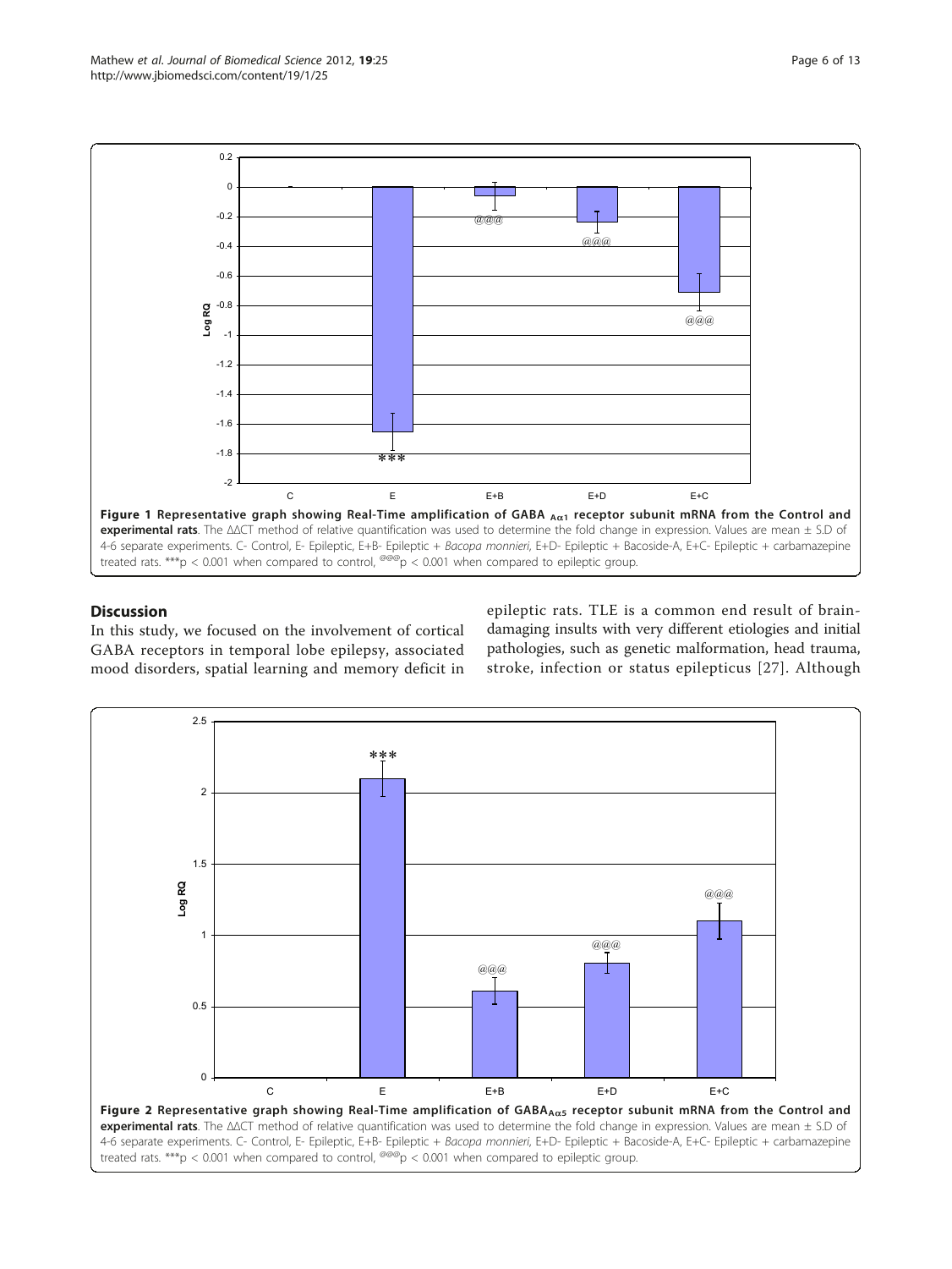**Figure 1 Representative graph showing Real-Time amplification of GABA $_{A\alpha1}$ receptor subunit mRNA from the Control and experimental rats**. The ΔΔCT method of relative quantification was used to determine the fold change in expression. Values are mean ± S.D of 4-6 separate experiments. C- Control, E- Epileptic, E+B- Epileptic + *Bacopa monnieri*, E+D- Epileptic + Bacoside-A, E+C- Epileptic + carbamazepine treated rats. ***$p < 0.001$ when compared to control, $^{@@@}p < 0.001$ when compared to epileptic group.

## Discussion

In this study, we focused on the involvement of cortical GABA receptors in temporal lobe epilepsy, associated mood disorders, spatial learning and memory deficit in epileptic rats. TLE is a common end result of brain-damaging insults with very different etiologies and initial pathologies, such as genetic malformation, head trauma, stroke, infection or status epilepticus [27]. Although

**Figure 2 Representative graph showing Real-Time amplification of GABA$_{A\alpha5}$ receptor subunit mRNA from the Control and experimental rats**. The ΔΔCT method of relative quantification was used to determine the fold change in expression. Values are mean ± S.D of 4-6 separate experiments. C- Control, E- Epileptic, E+B- Epileptic + *Bacopa monnieri*, E+D- Epileptic + Bacoside-A, E+C- Epileptic + carbamazepine treated rats. ***$p < 0.001$ when compared to control, $^{@@@}p < 0.001$ when compared to epileptic group.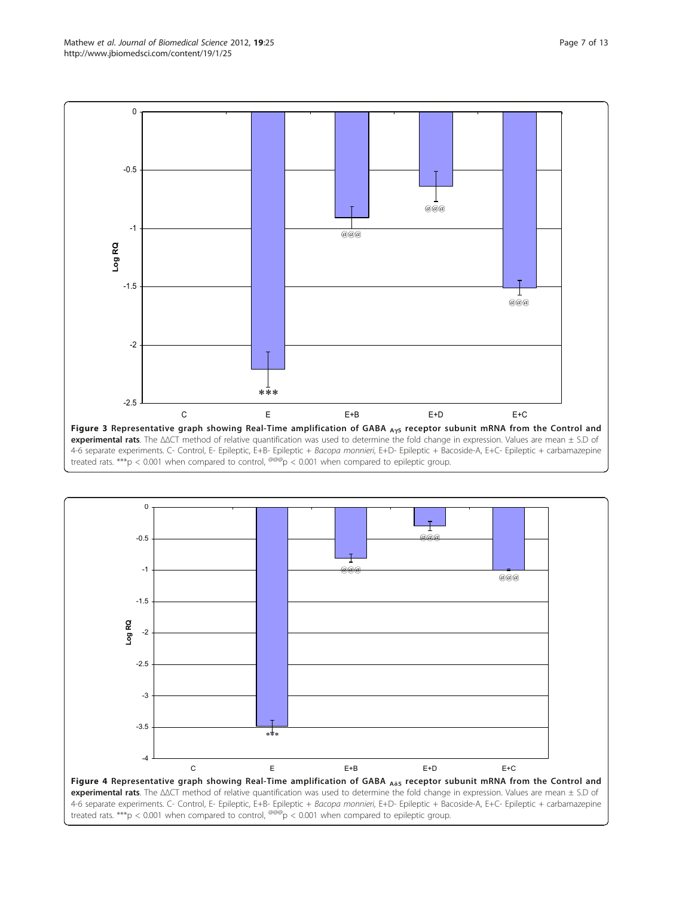**Figure 3 Representative graph showing Real-Time amplification of GABA $_{A\gamma5}$ receptor subunit mRNA from the Control and experimental rats**. The ΔΔCT method of relative quantification was used to determine the fold change in expression. Values are mean ± S.D of 4-6 separate experiments. C- Control, E- Epileptic, E+B- Epileptic + *Bacopa monnieri*, E+D- Epileptic + Bacoside-A, E+C- Epileptic + carbamazepine treated rats. ***$p < 0.001$ when compared to control, @@@$p < 0.001$ when compared to epileptic group.

**Figure 4 Representative graph showing Real-Time amplification of GABA $_{A\delta5}$ receptor subunit mRNA from the Control and experimental rats**. The ΔΔCT method of relative quantification was used to determine the fold change in expression. Values are mean ± S.D of 4-6 separate experiments. C- Control, E- Epileptic, E+B- Epileptic + *Bacopa monnieri*, E+D- Epileptic + Bacoside-A, E+C- Epileptic + carbamazepine treated rats. ***$p < 0.001$ when compared to control, @@@$p < 0.001$ when compared to epileptic group.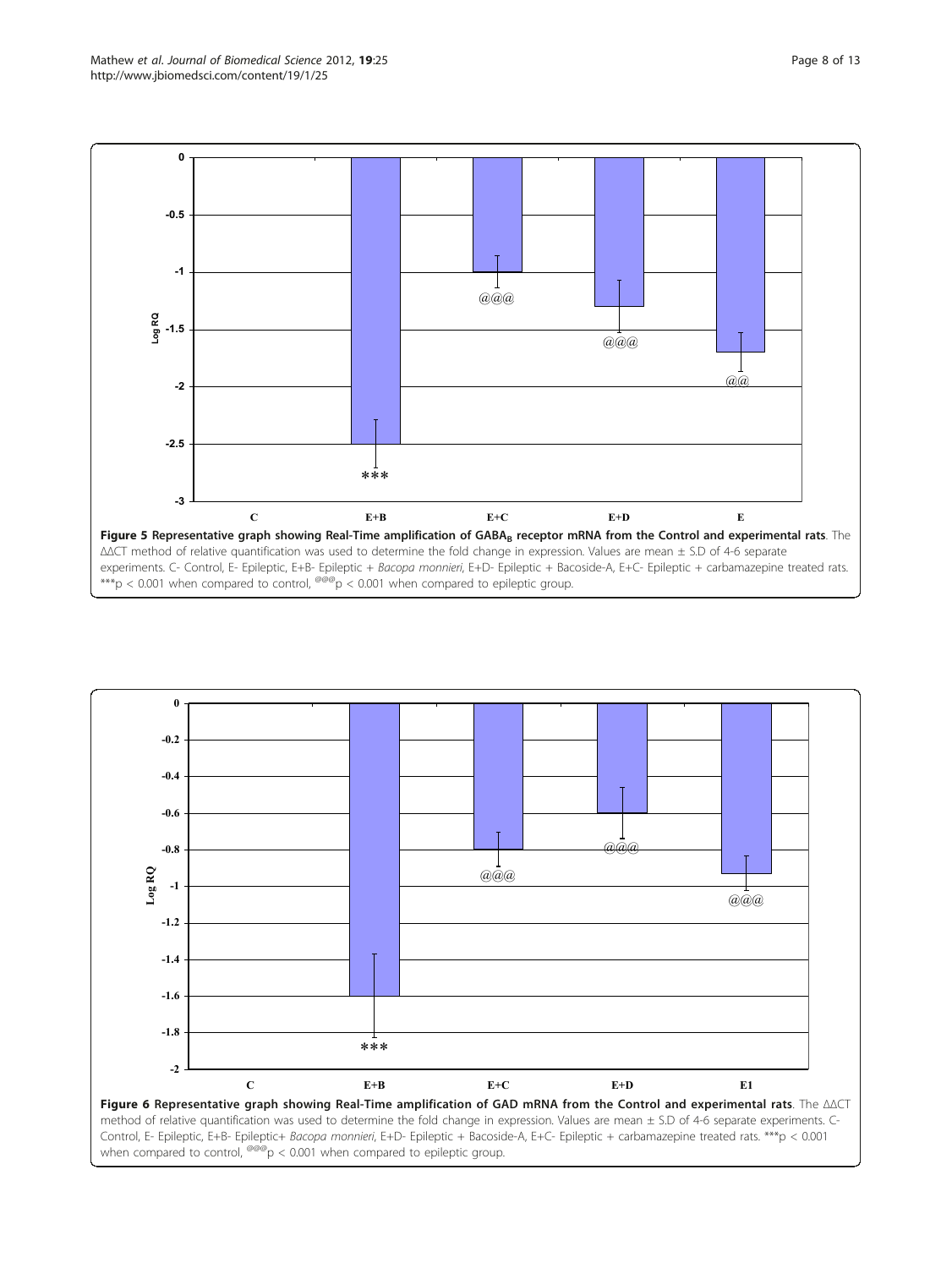**Figure 5 Representative graph showing Real-Time amplification of $GABA_B$ receptor mRNA from the Control and experimental rats**. The ΔΔCT method of relative quantification was used to determine the fold change in expression. Values are mean ± S.D of 4-6 separate experiments. C- Control, E- Epileptic, E+B- Epileptic + *Bacopa monnieri*, E+D- Epileptic + Bacoside-A, E+C- Epileptic + carbamazepine treated rats. ***$p < 0.001$ when compared to control, @@@$p < 0.001$ when compared to epileptic group.

**Figure 6 Representative graph showing Real-Time amplification of GAD mRNA from the Control and experimental rats**. The ΔΔCT method of relative quantification was used to determine the fold change in expression. Values are mean ± S.D of 4-6 separate experiments. C- Control, E- Epileptic, E+B- Epileptic+ *Bacopa monnieri*, E+D- Epileptic + Bacoside-A, E+C- Epileptic + carbamazepine treated rats. ***$p < 0.001$ when compared to control, @@@$p < 0.001$ when compared to epileptic group.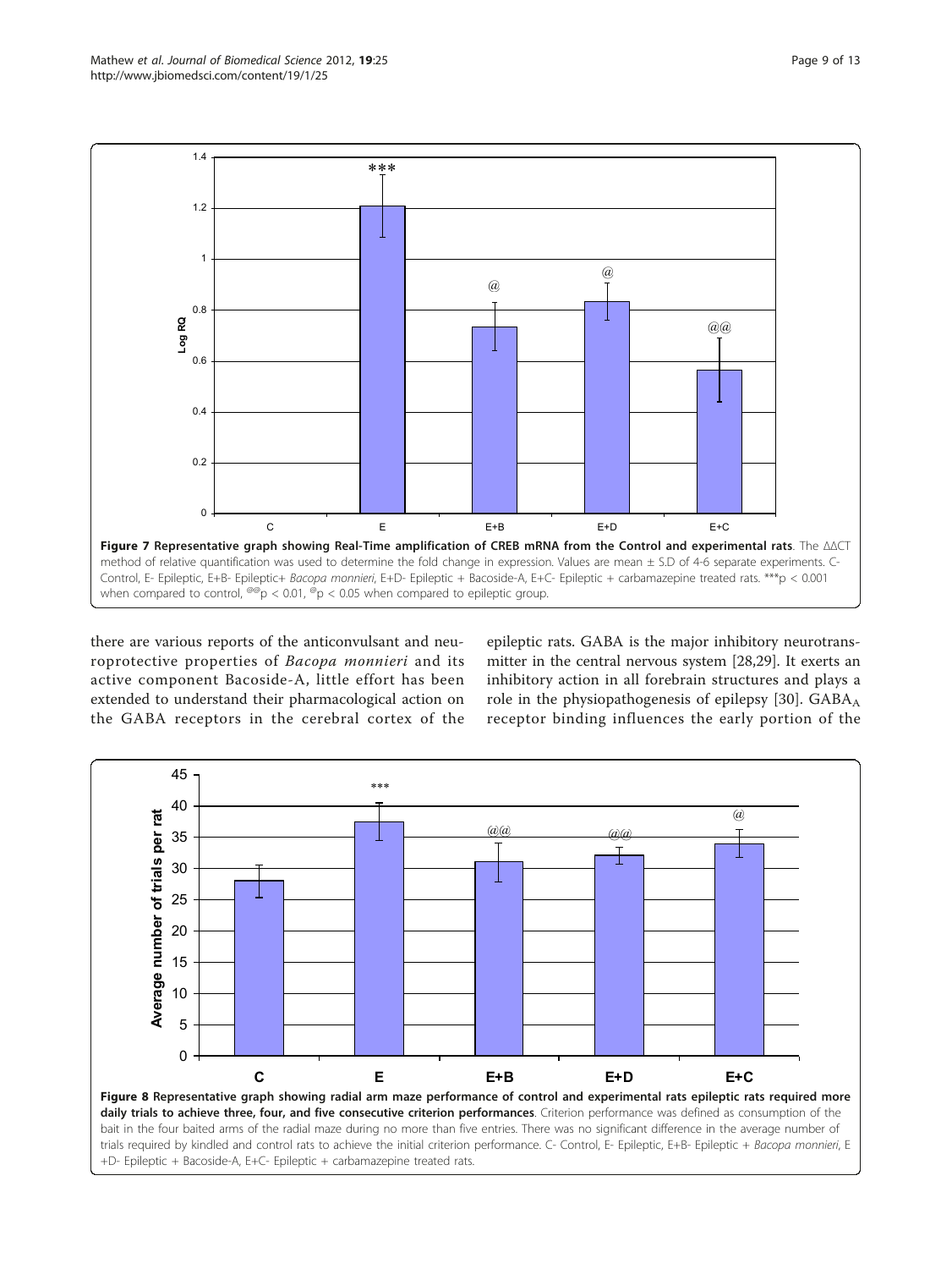Figure 7 Representative graph showing Real-Time amplification of CREB mRNA from the Control and experimental rats. The ΔΔCT method of relative quantification was used to determine the fold change in expression. Values are mean ± S.D of 4-6 separate experiments. C- Control, E- Epileptic, E+B- Epileptic+ *Bacopa monnieri*, E+D- Epileptic + Bacoside-A, E+C- Epileptic + carbamazepine treated rats. ***p < 0.001 when compared to control, @@p < 0.01, @p < 0.05 when compared to epileptic group.

there are various reports of the anticonvulsant and neuroprotective properties of *Bacopa monnieri* and its active component Bacoside-A, little effort has been extended to understand their pharmacological action on the GABA receptors in the cerebral cortex of the epileptic rats. GABA is the major inhibitory neurotransmitter in the central nervous system [28,29]. It exerts an inhibitory action in all forebrain structures and plays a role in the physiopathogenesis of epilepsy [30]. $GABA_A$ receptor binding influences the early portion of the

Figure 8 Representative graph showing radial arm maze performance of control and experimental rats epileptic rats required more daily trials to achieve three, four, and five consecutive criterion performances. Criterion performance was defined as consumption of the bait in the four baited arms of the radial maze during no more than five entries. There was no significant difference in the average number of trials required by kindled and control rats to achieve the initial criterion performance. C- Control, E- Epileptic, E+B- Epileptic + *Bacopa monnieri*, E+D- Epileptic + Bacoside-A, E+C- Epileptic + carbamazepine treated rats.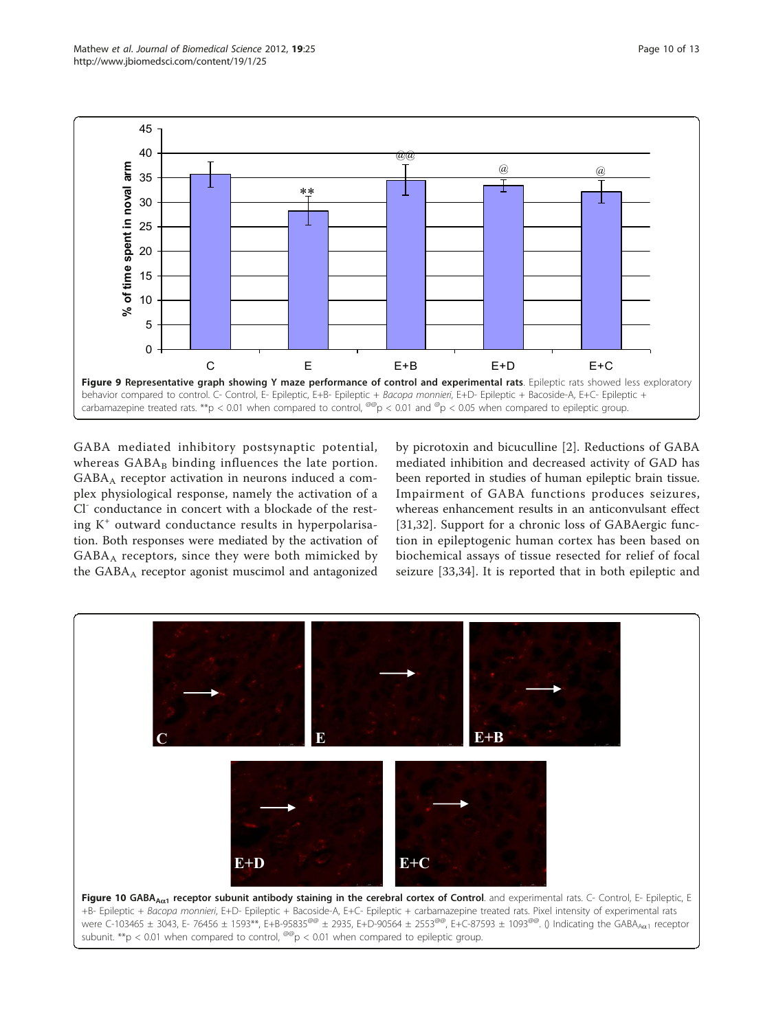**Figure 9 Representative graph showing Y maze performance of control and experimental rats**. Epileptic rats showed less exploratory behavior compared to control. C- Control, E- Epileptic, E+B- Epileptic + *Bacopa monnieri*, E+D- Epileptic + Bacoside-A, E+C- Epileptic + carbamazepine treated rats. **p < 0.01 when compared to control, @@p < 0.01 and @p < 0.05 when compared to epileptic group.

GABA mediated inhibitory postsynaptic potential, whereas $GABA_B$ binding influences the late portion. $GABA_A$ receptor activation in neurons induced a complex physiological response, namely the activation of a $Cl^-$ conductance in concert with a blockade of the resting $K^+$ outward conductance results in hyperpolarisation. Both responses were mediated by the activation of $GABA_A$ receptors, since they were both mimicked by the $GABA_A$ receptor agonist muscimol and antagonized by picrotoxin and bicuculline [2]. Reductions of GABA mediated inhibition and decreased activity of GAD has been reported in studies of human epileptic brain tissue. Impairment of GABA functions produces seizures, whereas enhancement results in an anticonvulsant effect [31,32]. Support for a chronic loss of GABAergic function in epileptogenic human cortex has been based on biochemical assays of tissue resected for relief of focal seizure [33,34]. It is reported that in both epileptic and

**Figure 10 $GABA_{A\alpha1}$ receptor subunit antibody staining in the cerebral cortex of Control**. and experimental rats. C- Control, E- Epileptic, E+B- Epileptic + *Bacopa monnieri*, E+D- Epileptic + Bacoside-A, E+C- Epileptic + carbamazepine treated rats. Pixel intensity of experimental rats were C-103465 ± 3043, E- 76456 ± 1593**, E+B-95835@@ ± 2935, E+D-90564 ± 2553@@, E+C-87593 ± 1093@@. () Indicating the $GABA_{A\alpha1}$ receptor subunit. **p < 0.01 when compared to control, @@p < 0.01 when compared to epileptic group.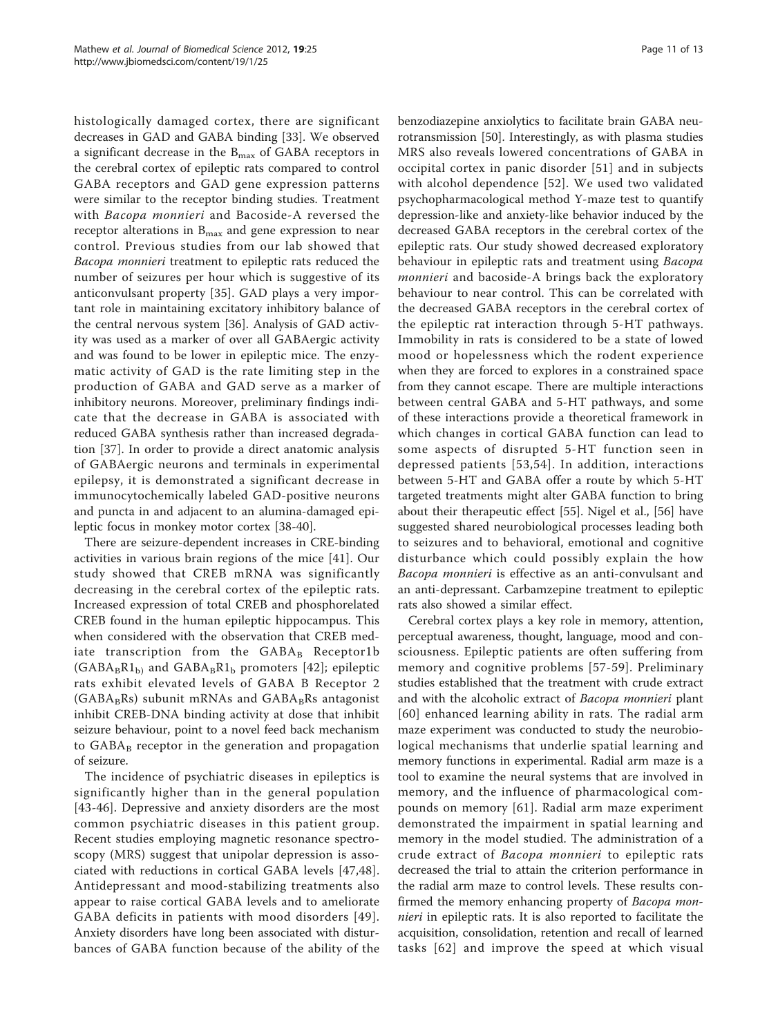histologically damaged cortex, there are significant decreases in GAD and GABA binding [33]. We observed a significant decrease in the $B_{max}$ of GABA receptors in the cerebral cortex of epileptic rats compared to control GABA receptors and GAD gene expression patterns were similar to the receptor binding studies. Treatment with *Bacopa monnieri* and Bacoside-A reversed the receptor alterations in $B_{max}$ and gene expression to near control. Previous studies from our lab showed that *Bacopa monnieri* treatment to epileptic rats reduced the number of seizures per hour which is suggestive of its anticonvulsant property [35]. GAD plays a very important role in maintaining excitatory inhibitory balance of the central nervous system [36]. Analysis of GAD activity was used as a marker of over all GABAergic activity and was found to be lower in epileptic mice. The enzymatic activity of GAD is the rate limiting step in the production of GABA and GAD serve as a marker of inhibitory neurons. Moreover, preliminary findings indicate that the decrease in GABA is associated with reduced GABA synthesis rather than increased degradation [37]. In order to provide a direct anatomic analysis of GABAergic neurons and terminals in experimental epilepsy, it is demonstrated a significant decrease in immunocytochemically labeled GAD-positive neurons and puncta in and adjacent to an alumina-damaged epileptic focus in monkey motor cortex [38-40].

There are seizure-dependent increases in CRE-binding activities in various brain regions of the mice [41]. Our study showed that CREB mRNA was significantly decreasing in the cerebral cortex of the epileptic rats. Increased expression of total CREB and phosphorelated CREB found in the human epileptic hippocampus. This when considered with the observation that CREB mediate transcription from the $GABA_B$ Receptor1b ($GABA_BR1_{b)}$ and $GABA_BR1_b$ promoters [42]; epileptic rats exhibit elevated levels of GABA B Receptor 2 ($GABA_BRs$) subunit mRNAs and $GABA_BRs$ antagonist inhibit CREB-DNA binding activity at dose that inhibit seizure behaviour, point to a novel feed back mechanism to $GABA_B$ receptor in the generation and propagation of seizure.

The incidence of psychiatric diseases in epileptics is significantly higher than in the general population [43-46]. Depressive and anxiety disorders are the most common psychiatric diseases in this patient group. Recent studies employing magnetic resonance spectroscopy (MRS) suggest that unipolar depression is associated with reductions in cortical GABA levels [47,48]. Antidepressant and mood-stabilizing treatments also appear to raise cortical GABA levels and to ameliorate GABA deficits in patients with mood disorders [49]. Anxiety disorders have long been associated with disturbances of GABA function because of the ability of the benzodiazepine anxiolytics to facilitate brain GABA neurotransmission [50]. Interestingly, as with plasma studies MRS also reveals lowered concentrations of GABA in occipital cortex in panic disorder [51] and in subjects with alcohol dependence [52]. We used two validated psychopharmacological method Y-maze test to quantify depression-like and anxiety-like behavior induced by the decreased GABA receptors in the cerebral cortex of the epileptic rats. Our study showed decreased exploratory behaviour in epileptic rats and treatment using *Bacopa monnieri* and bacoside-A brings back the exploratory behaviour to near control. This can be correlated with the decreased GABA receptors in the cerebral cortex of the epileptic rat interaction through 5-HT pathways. Immobility in rats is considered to be a state of lowed mood or hopelessness which the rodent experience when they are forced to explores in a constrained space from they cannot escape. There are multiple interactions between central GABA and 5-HT pathways, and some of these interactions provide a theoretical framework in which changes in cortical GABA function can lead to some aspects of disrupted 5-HT function seen in depressed patients [53,54]. In addition, interactions between 5-HT and GABA offer a route by which 5-HT targeted treatments might alter GABA function to bring about their therapeutic effect [55]. Nigel et al., [56] have suggested shared neurobiological processes leading both to seizures and to behavioral, emotional and cognitive disturbance which could possibly explain the how *Bacopa monnieri* is effective as an anti-convulsant and an anti-depressant. Carbamzepine treatment to epileptic rats also showed a similar effect.

Cerebral cortex plays a key role in memory, attention, perceptual awareness, thought, language, mood and consciousness. Epileptic patients are often suffering from memory and cognitive problems [57-59]. Preliminary studies established that the treatment with crude extract and with the alcoholic extract of *Bacopa monnieri* plant [60] enhanced learning ability in rats. The radial arm maze experiment was conducted to study the neurobiological mechanisms that underlie spatial learning and memory functions in experimental. Radial arm maze is a tool to examine the neural systems that are involved in memory, and the influence of pharmacological compounds on memory [61]. Radial arm maze experiment demonstrated the impairment in spatial learning and memory in the model studied. The administration of a crude extract of *Bacopa monnieri* to epileptic rats decreased the trial to attain the criterion performance in the radial arm maze to control levels. These results confirmed the memory enhancing property of *Bacopa monnieri* in epileptic rats. It is also reported to facilitate the acquisition, consolidation, retention and recall of learned tasks [62] and improve the speed at which visual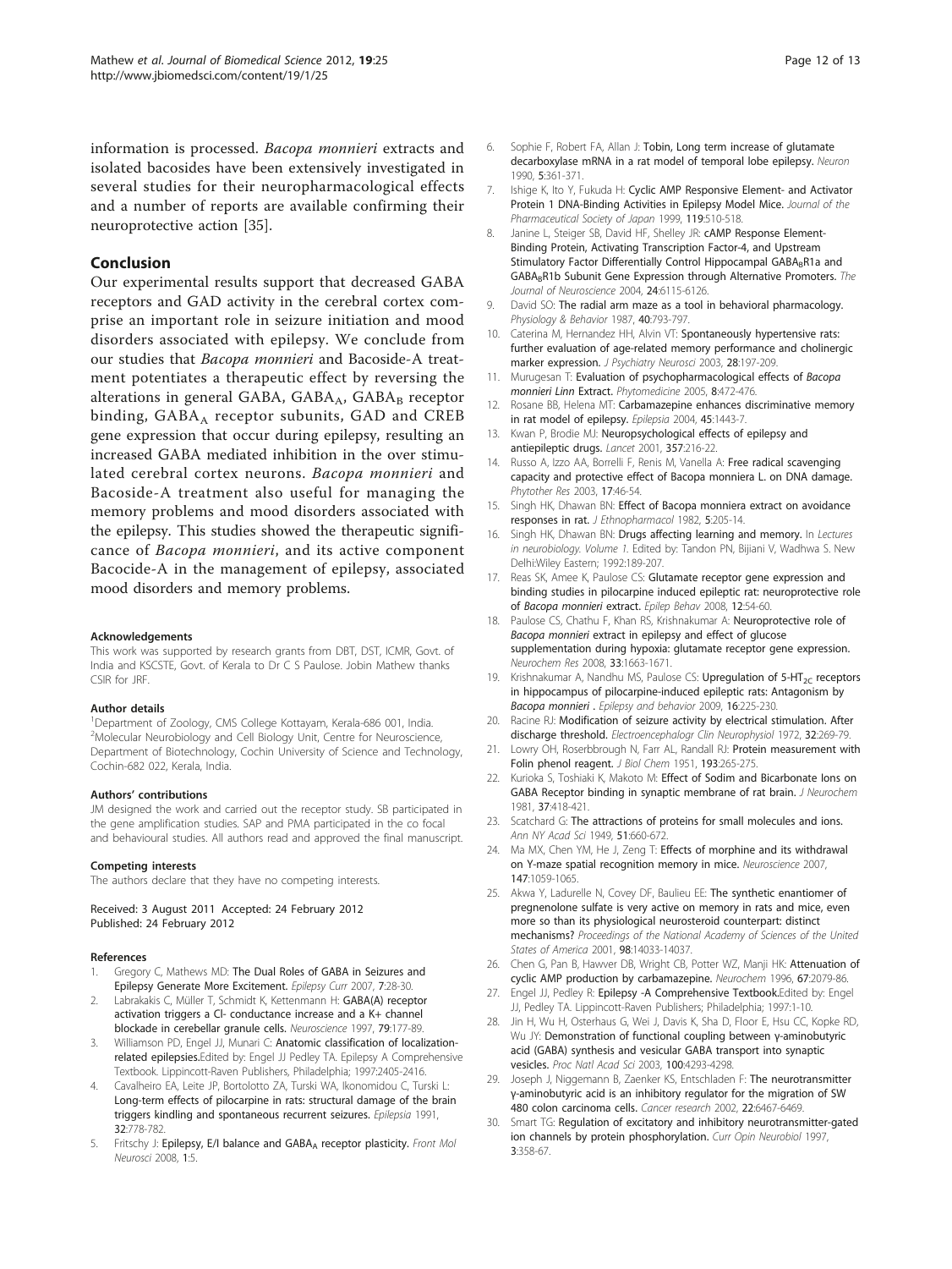information is processed. *Bacopa monnieri* extracts and isolated bacosides have been extensively investigated in several studies for their neuropharmacological effects and a number of reports are available confirming their neuroprotective action [35].

## Conclusion

Our experimental results support that decreased GABA receptors and GAD activity in the cerebral cortex comprise an important role in seizure initiation and mood disorders associated with epilepsy. We conclude from our studies that *Bacopa monnieri* and Bacoside-A treatment potentiates a therapeutic effect by reversing the alterations in general GABA, $GABA_A$, $GABA_B$ receptor binding, $GABA_A$ receptor subunits, GAD and CREB gene expression that occur during epilepsy, resulting an increased GABA mediated inhibition in the over stimulated cerebral cortex neurons. *Bacopa monnieri* and Bacoside-A treatment also useful for managing the memory problems and mood disorders associated with the epilepsy. This studies showed the therapeutic significance of *Bacopa monnieri*, and its active component Bacocide-A in the management of epilepsy, associated mood disorders and memory problems.

#### Acknowledgements

This work was supported by research grants from DBT, DST, ICMR, Govt. of India and KSCSTE, Govt. of Kerala to Dr C S Paulose. Jobin Mathew thanks CSIR for JRF.

#### Author details

[1]Department of Zoology, CMS College Kottayam, Kerala-686 001, India. [2]Molecular Neurobiology and Cell Biology Unit, Centre for Neuroscience, Department of Biotechnology, Cochin University of Science and Technology, Cochin-682 022, Kerala, India.

#### Authors' contributions

JM designed the work and carried out the receptor study. SB participated in the gene amplification studies. SAP and PMA participated in the co focal and behavioural studies. All authors read and approved the final manuscript.

#### Competing interests

The authors declare that they have no competing interests.

Received: 3 August 2011 Accepted: 24 February 2012
Published: 24 February 2012

#### References

1. Gregory C, Mathews MD: **The Dual Roles of GABA in Seizures and Epilepsy Generate More Excitement.** *Epilepsy Curr* 2007, **7**:28-30.
2. Labrakakis C, Müller T, Schmidt K, Kettenmann H: **GABA(A) receptor activation triggers a Cl- conductance increase and a K+ channel blockade in cerebellar granule cells.** *Neuroscience* 1997, **79**:177-89.
3. Williamson PD, Engel JJ, Munari C: **Anatomic classification of localization-related epilepsies.**Edited by: Engel JJ Pedley TA. Epilepsy A Comprehensive Textbook. Lippincott-Raven Publishers, Philadelphia; 1997:2405-2416.
4. Cavalheiro EA, Leite JP, Bortolotto ZA, Turski WA, Ikonomidou C, Turski L: **Long-term effects of pilocarpine in rats: structural damage of the brain triggers kindling and spontaneous recurrent seizures.** *Epilepsia* 1991, **32**:778-782.
5. Fritschy J: **Epilepsy, E/I balance and $GABA_A$ receptor plasticity.** *Front Mol Neurosci* 2008, **1**:5.
6. Sophie F, Robert FA, Allan J: **Tobin, Long term increase of glutamate decarboxylase mRNA in a rat model of temporal lobe epilepsy.** *Neuron* 1990, **5**:361-371.
7. Ishige K, Ito Y, Fukuda H: **Cyclic AMP Responsive Element- and Activator Protein 1 DNA-Binding Activities in Epilepsy Model Mice.** *Journal of the Pharmaceutical Society of Japan* 1999, **119**:510-518.
8. Janine L, Steiger SB, David HF, Shelley JR: **cAMP Response Element-Binding Protein, Activating Transcription Factor-4, and Upstream Stimulatory Factor Differentially Control Hippocampal $GABA_BR1a$ and $GABA_BR1b$ Subunit Gene Expression through Alternative Promoters.** *The Journal of Neuroscience* 2004, **24**:6115-6126.
9. David SO: **The radial arm maze as a tool in behavioral pharmacology.** *Physiology & Behavior* 1987, **40**:793-797.
10. Caterina M, Hernandez HH, Alvin VT: **Spontaneously hypertensive rats: further evaluation of age-related memory performance and cholinergic marker expression.** *J Psychiatry Neurosci* 2003, **28**:197-209.
11. Murugesan T: **Evaluation of psychopharmacological effects of *Bacopa monnieri Linn* Extract.** *Phytomedicine* 2005, **8**:472-476.
12. Rosane BB, Helena MT: **Carbamazepine enhances discriminative memory in rat model of epilepsy.** *Epilepsia* 2004, **45**:1443-7.
13. Kwan P, Brodie MJ: **Neuropsychological effects of epilepsy and antiepileptic drugs.** *Lancet* 2001, **357**:216-22.
14. Russo A, Izzo AA, Borrelli F, Renis M, Vanella A: **Free radical scavenging capacity and protective effect of Bacopa monniera L. on DNA damage.** *Phytother Res* 2003, **17**:46-54.
15. Singh HK, Dhawan BN: **Effect of Bacopa monniera extract on avoidance responses in rat.** *J Ethnopharmacol* 1982, **5**:205-14.
16. Singh HK, Dhawan BN: **Drugs affecting learning and memory.** In *Lectures in neurobiology. Volume 1.* Edited by: Tandon PN, Bijiani V, Wadhwa S. New Delhi:Wiley Eastern; 1992:189-207.
17. Reas SK, Amee K, Paulose CS: **Glutamate receptor gene expression and binding studies in pilocarpine induced epileptic rat: neuroprotective role of *Bacopa monnieri* extract.** *Epilep Behav* 2008, **12**:54-60.
18. Paulose CS, Chathu F, Khan RS, Krishnakumar A: **Neuroprotective role of *Bacopa monnieri* extract in epilepsy and effect of glucose supplementation during hypoxia: glutamate receptor gene expression.** *Neurochem Res* 2008, **33**:1663-1671.
19. Krishnakumar A, Nandhu MS, Paulose CS: **Upregulation of $5\text{-}HT_{2C}$ receptors in hippocampus of pilocarpine-induced epileptic rats: Antagonism by *Bacopa monnieri* .** *Epilepsy and behavior* 2009, **16**:225-230.
20. Racine RJ: **Modification of seizure activity by electrical stimulation. After discharge threshold.** *Electroencephalogr Clin Neurophysiol* 1972, **32**:269-79.
21. Lowry OH, Roserbbrough N, Farr AL, Randall RJ: **Protein measurement with Folin phenol reagent.** *J Biol Chem* 1951, **193**:265-275.
22. Kurioka S, Toshiaki K, Makoto M: **Effect of Sodim and Bicarbonate Ions on GABA Receptor binding in synaptic membrane of rat brain.** *J Neurochem* 1981, **37**:418-421.
23. Scatchard G: **The attractions of proteins for small molecules and ions.** *Ann NY Acad Sci* 1949, **51**:660-672.
24. Ma MX, Chen YM, He J, Zeng T: **Effects of morphine and its withdrawal on Y-maze spatial recognition memory in mice.** *Neuroscience* 2007, **147**:1059-1065.
25. Akwa Y, Ladurelle N, Covey DF, Baulieu EE: **The synthetic enantiomer of pregnenolone sulfate is very active on memory in rats and mice, even more so than its physiological neurosteroid counterpart: distinct mechanisms?** *Proceedings of the National Academy of Sciences of the United States of America* 2001, **98**:14033-14037.
26. Chen G, Pan B, Hawver DB, Wright CB, Potter WZ, Manji HK: **Attenuation of cyclic AMP production by carbamazepine.** *Neurochem* 1996, **67**:2079-86.
27. Engel JJ, Pedley R: **Epilepsy -A Comprehensive Textbook.**Edited by: Engel JJ, Pedley TA. Lippincott-Raven Publishers; Philadelphia; 1997:1-10.
28. Jin H, Wu H, Osterhaus G, Wei J, Davis K, Sha D, Floor E, Hsu CC, Kopke RD, Wu JY: **Demonstration of functional coupling between γ-aminobutyric acid (GABA) synthesis and vesicular GABA transport into synaptic vesicles.** *Proc Natl Acad Sci* 2003, **100**:4293-4298.
29. Joseph J, Niggemann B, Zaenker KS, Entschladen F: **The neurotransmitter γ-aminobutyric acid is an inhibitory regulator for the migration of SW 480 colon carcinoma cells.** *Cancer research* 2002, **22**:6467-6469.
30. Smart TG: **Regulation of excitatory and inhibitory neurotransmitter-gated ion channels by protein phosphorylation.** *Curr Opin Neurobiol* 1997, **3**:358-67.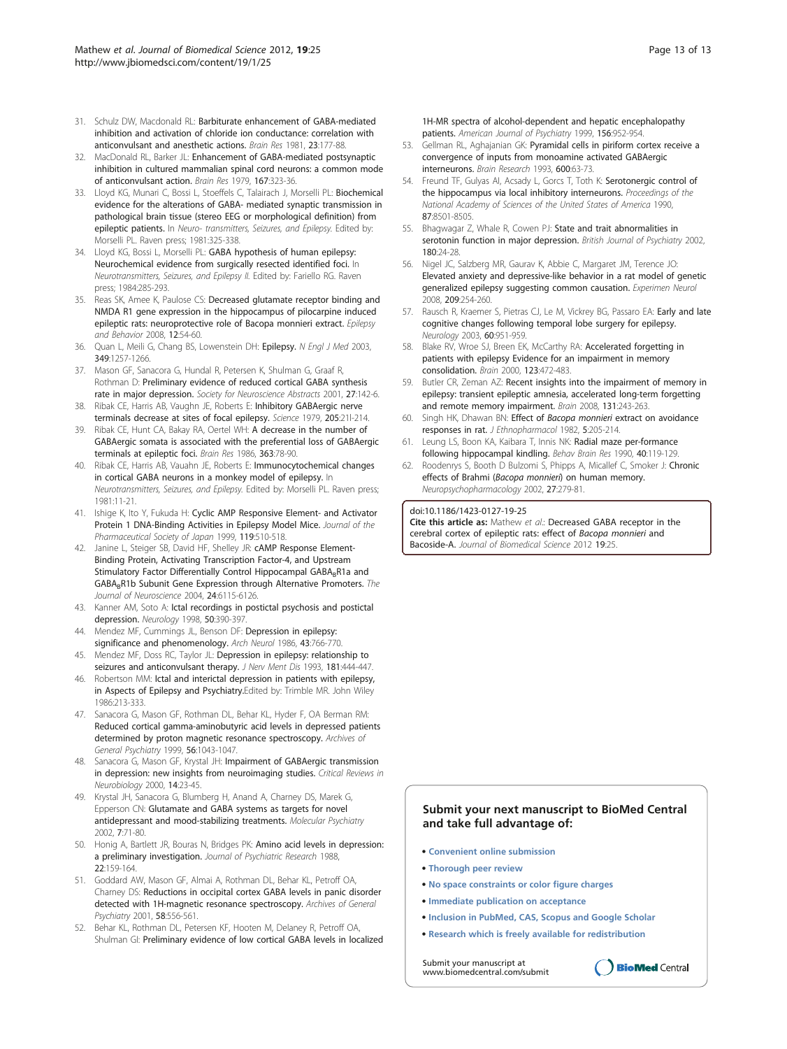31. Schulz DW, Macdonald RL: Barbiturate enhancement of GABA-mediated inhibition and activation of chloride ion conductance: correlation with anticonvulsant and anesthetic actions. *Brain Res* 1981, **23**:177-88.
32. MacDonald RL, Barker JL: Enhancement of GABA-mediated postsynaptic inhibition in cultured mammalian spinal cord neurons: a common mode of anticonvulsant action. *Brain Res* 1979, **167**:323-36.
33. Lloyd KG, Munari C, Bossi L, Stoeffels C, Talairach J, Morselli PL: Biochemical evidence for the alterations of GABA- mediated synaptic transmission in pathological brain tissue (stereo EEG or morphological definition) from epileptic patients. In *Neuro- transmitters, Seizures, and Epilepsy.* Edited by: Morselli PL. Raven press; 1981:325-338.
34. Lloyd KG, Bossi L, Morselli PL: GABA hypothesis of human epilepsy: Neurochemical evidence from surgically resected identified foci. In *Neurotransmitters, Seizures, and Epilepsy II.* Edited by: Fariello RG. Raven press; 1984:285-293.
35. Reas SK, Amee K, Paulose CS: Decreased glutamate receptor binding and NMDA R1 gene expression in the hippocampus of pilocarpine induced epileptic rats: neuroprotective role of Bacopa monnieri extract. *Epilepsy and Behavior* 2008, **12**:54-60.
36. Quan L, Meili G, Chang BS, Lowenstein DH: Epilepsy. *N Engl J Med* 2003, **349**:1257-1266.
37. Mason GF, Sanacora G, Hundal R, Petersen K, Shulman G, Graaf R, Rothman D: Preliminary evidence of reduced cortical GABA synthesis rate in major depression. *Society for Neuroscience Abstracts* 2001, **27**:142-6.
38. Ribak CE, Harris AB, Vaughn JE, Roberts E: Inhibitory GABAergic nerve terminals decrease at sites of focal epilepsy. *Science* 1979, **205**:21l-214.
39. Ribak CE, Hunt CA, Bakay RA, Oertel WH: A decrease in the number of GABAergic somata is associated with the preferential loss of GABAergic terminals at epileptic foci. *Brain Res* 1986, **363**:78-90.
40. Ribak CE, Harris AB, Vauahn JE, Roberts E: Immunocytochemical changes in cortical GABA neurons in a monkey model of epilepsy. In *Neurotransmitters, Seizures, and Epilepsy.* Edited by: Morselli PL. Raven press; 1981:11-21.
41. Ishige K, Ito Y, Fukuda H: Cyclic AMP Responsive Element- and Activator Protein 1 DNA-Binding Activities in Epilepsy Model Mice. *Journal of the Pharmaceutical Society of Japan* 1999, **119**:510-518.
42. Janine L, Steiger SB, David HF, Shelley JR: cAMP Response Element-Binding Protein, Activating Transcription Factor-4, and Upstream Stimulatory Factor Differentially Control Hippocampal $GABA_BR1a$ and $GABA_BR1b$ Subunit Gene Expression through Alternative Promoters. *The Journal of Neuroscience* 2004, **24**:6115-6126.
43. Kanner AM, Soto A: Ictal recordings in postictal psychosis and postictal depression. *Neurology* 1998, **50**:390-397.
44. Mendez MF, Cummings JL, Benson DF: Depression in epilepsy: significance and phenomenology. *Arch Neurol* 1986, **43**:766-770.
45. Mendez MF, Doss RC, Taylor JL: Depression in epilepsy: relationship to seizures and anticonvulsant therapy. *J Nerv Ment Dis* 1993, **181**:444-447.
46. Robertson MM: Ictal and interictal depression in patients with epilepsy, in Aspects of Epilepsy and Psychiatry.Edited by: Trimble MR. John Wiley 1986:213-333.
47. Sanacora G, Mason GF, Rothman DL, Behar KL, Hyder F, OA Berman RM: Reduced cortical gamma-aminobutyric acid levels in depressed patients determined by proton magnetic resonance spectroscopy. *Archives of General Psychiatry* 1999, **56**:1043-1047.
48. Sanacora G, Mason GF, Krystal JH: Impairment of GABAergic transmission in depression: new insights from neuroimaging studies. *Critical Reviews in Neurobiology* 2000, **14**:23-45.
49. Krystal JH, Sanacora G, Blumberg H, Anand A, Charney DS, Marek G, Epperson CN: Glutamate and GABA systems as targets for novel antidepressant and mood-stabilizing treatments. *Molecular Psychiatry* 2002, **7**:71-80.
50. Honig A, Bartlett JR, Bouras N, Bridges PK: Amino acid levels in depression: a preliminary investigation. *Journal of Psychiatric Research* 1988, **22**:159-164.
51. Goddard AW, Mason GF, Almai A, Rothman DL, Behar KL, Petroff OA, Charney DS: Reductions in occipital cortex GABA levels in panic disorder detected with 1H-magnetic resonance spectroscopy. *Archives of General Psychiatry* 2001, **58**:556-561.
52. Behar KL, Rothman DL, Petersen KF, Hooten M, Delaney R, Petroff OA, Shulman GI: Preliminary evidence of low cortical GABA levels in localized 1H-MR spectra of alcohol-dependent and hepatic encephalopathy patients. *American Journal of Psychiatry* 1999, **156**:952-954.
53. Gellman RL, Aghajanian GK: Pyramidal cells in piriform cortex receive a convergence of inputs from monoamine activated GABAergic interneurons. *Brain Research* 1993, **600**:63-73.
54. Freund TF, Gulyas AI, Acsady L, Gorcs T, Toth K: Serotonergic control of the hippocampus via local inhibitory interneurons. *Proceedings of the National Academy of Sciences of the United States of America* 1990, **87**:8501-8505.
55. Bhagwagar Z, Whale R, Cowen PJ: State and trait abnormalities in serotonin function in major depression. *British Journal of Psychiatry* 2002, **180**:24-28.
56. Nigel JC, Salzberg MR, Gaurav K, Abbie C, Margaret JM, Terence JO: Elevated anxiety and depressive-like behavior in a rat model of genetic generalized epilepsy suggesting common causation. *Experimen Neurol* 2008, **209**:254-260.
57. Rausch R, Kraemer S, Pietras CJ, Le M, Vickrey BG, Passaro EA: Early and late cognitive changes following temporal lobe surgery for epilepsy. *Neurology* 2003, **60**:951-959.
58. Blake RV, Wroe SJ, Breen EK, McCarthy RA: Accelerated forgetting in patients with epilepsy Evidence for an impairment in memory consolidation. *Brain* 2000, **123**:472-483.
59. Butler CR, Zeman AZ: Recent insights into the impairment of memory in epilepsy: transient epileptic amnesia, accelerated long-term forgetting and remote memory impairment. *Brain* 2008, **131**:243-263.
60. Singh HK, Dhawan BN: Effect of *Bacopa monnieri* extract on avoidance responses in rat. *J Ethnopharmacol* 1982, **5**:205-214.
61. Leung LS, Boon KA, Kaibara T, Innis NK: Radial maze per-formance following hippocampal kindling. *Behav Brain Res* 1990, **40**:119-129.
62. Roodenrys S, Booth D Bulzomi S, Phipps A, Micallef C, Smoker J: Chronic effects of Brahmi (*Bacopa monnieri*) on human memory. *Neuropsychopharmacology* 2002, **27**:279-81.

doi:10.1186/1423-0127-19-25

**Cite this article as:** Mathew *et al.*: Decreased GABA receptor in the cerebral cortex of epileptic rats: effect of *Bacopa monnieri* and Bacoside-A. *Journal of Biomedical Science* 2012 **19**:25.

**Submit your next manuscript to BioMed Central and take full advantage of:**

- Convenient online submission
- Thorough peer review
- No space constraints or color figure charges
- Immediate publication on acceptance
- Inclusion in PubMed, CAS, Scopus and Google Scholar
- Research which is freely available for redistribution

Submit your manuscript at
www.biomedcentral.com/submit

BioMed Central